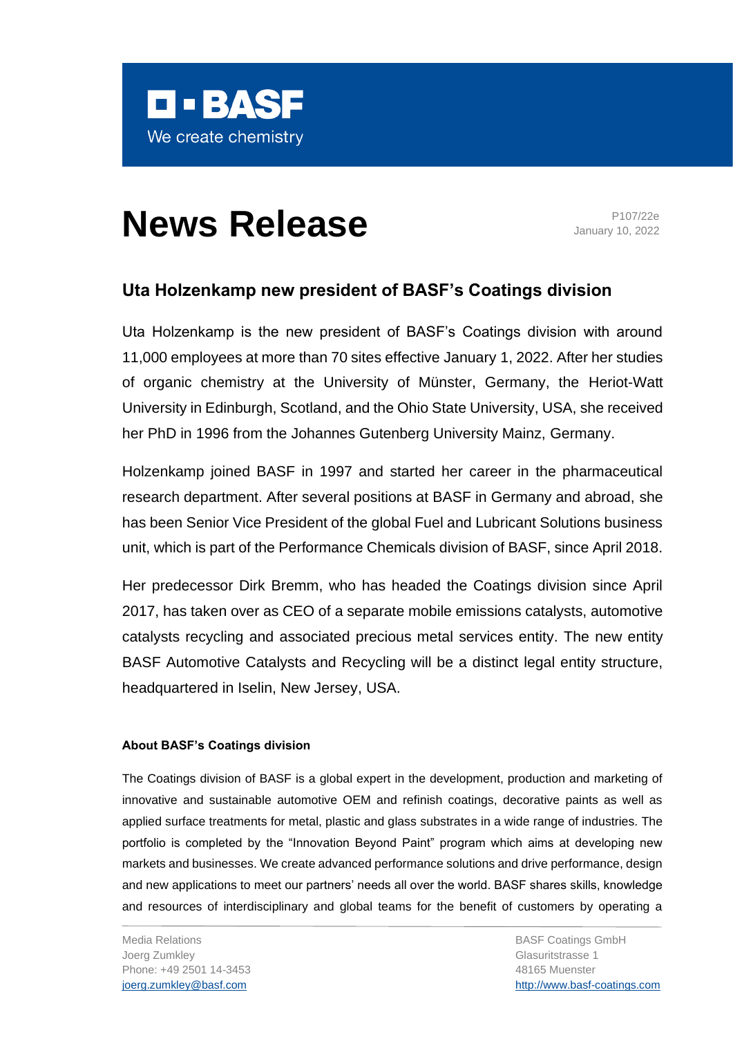# News Release

P107/22e
January 10, 2022

## Uta Holzenkamp new president of BASF's Coatings division

Uta Holzenkamp is the new president of BASF's Coatings division with around 11,000 employees at more than 70 sites effective January 1, 2022. After her studies of organic chemistry at the University of Münster, Germany, the Heriot-Watt University in Edinburgh, Scotland, and the Ohio State University, USA, she received her PhD in 1996 from the Johannes Gutenberg University Mainz, Germany.

Holzenkamp joined BASF in 1997 and started her career in the pharmaceutical research department. After several positions at BASF in Germany and abroad, she has been Senior Vice President of the global Fuel and Lubricant Solutions business unit, which is part of the Performance Chemicals division of BASF, since April 2018.

Her predecessor Dirk Bremm, who has headed the Coatings division since April 2017, has taken over as CEO of a separate mobile emissions catalysts, automotive catalysts recycling and associated precious metal services entity. The new entity BASF Automotive Catalysts and Recycling will be a distinct legal entity structure, headquartered in Iselin, New Jersey, USA.

### About BASF's Coatings division

The Coatings division of BASF is a global expert in the development, production and marketing of innovative and sustainable automotive OEM and refinish coatings, decorative paints as well as applied surface treatments for metal, plastic and glass substrates in a wide range of industries. The portfolio is completed by the "Innovation Beyond Paint" program which aims at developing new markets and businesses. We create advanced performance solutions and drive performance, design and new applications to meet our partners' needs all over the world. BASF shares skills, knowledge and resources of interdisciplinary and global teams for the benefit of customers by operating a

Media Relations
Joerg Zumkley
Phone: +49 2501 14-3453
joerg.zumkley@basf.com

BASF Coatings GmbH
Glasuritstrasse 1
48165 Muenster
http://www.basf-coatings.com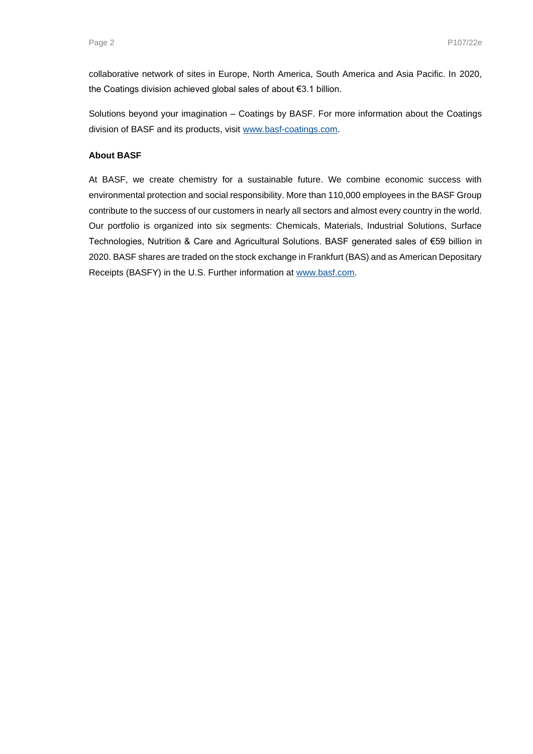collaborative network of sites in Europe, North America, South America and Asia Pacific. In 2020, the Coatings division achieved global sales of about €3.1 billion.

Solutions beyond your imagination – Coatings by BASF. For more information about the Coatings division of BASF and its products, visit [www.basf-coatings.com](http://www.basf-coatings.com).

**About BASF**

At BASF, we create chemistry for a sustainable future. We combine economic success with environmental protection and social responsibility. More than 110,000 employees in the BASF Group contribute to the success of our customers in nearly all sectors and almost every country in the world. Our portfolio is organized into six segments: Chemicals, Materials, Industrial Solutions, Surface Technologies, Nutrition & Care and Agricultural Solutions. BASF generated sales of €59 billion in 2020. BASF shares are traded on the stock exchange in Frankfurt (BAS) and as American Depositary Receipts (BASFY) in the U.S. Further information at [www.basf.com](http://www.basf.com).